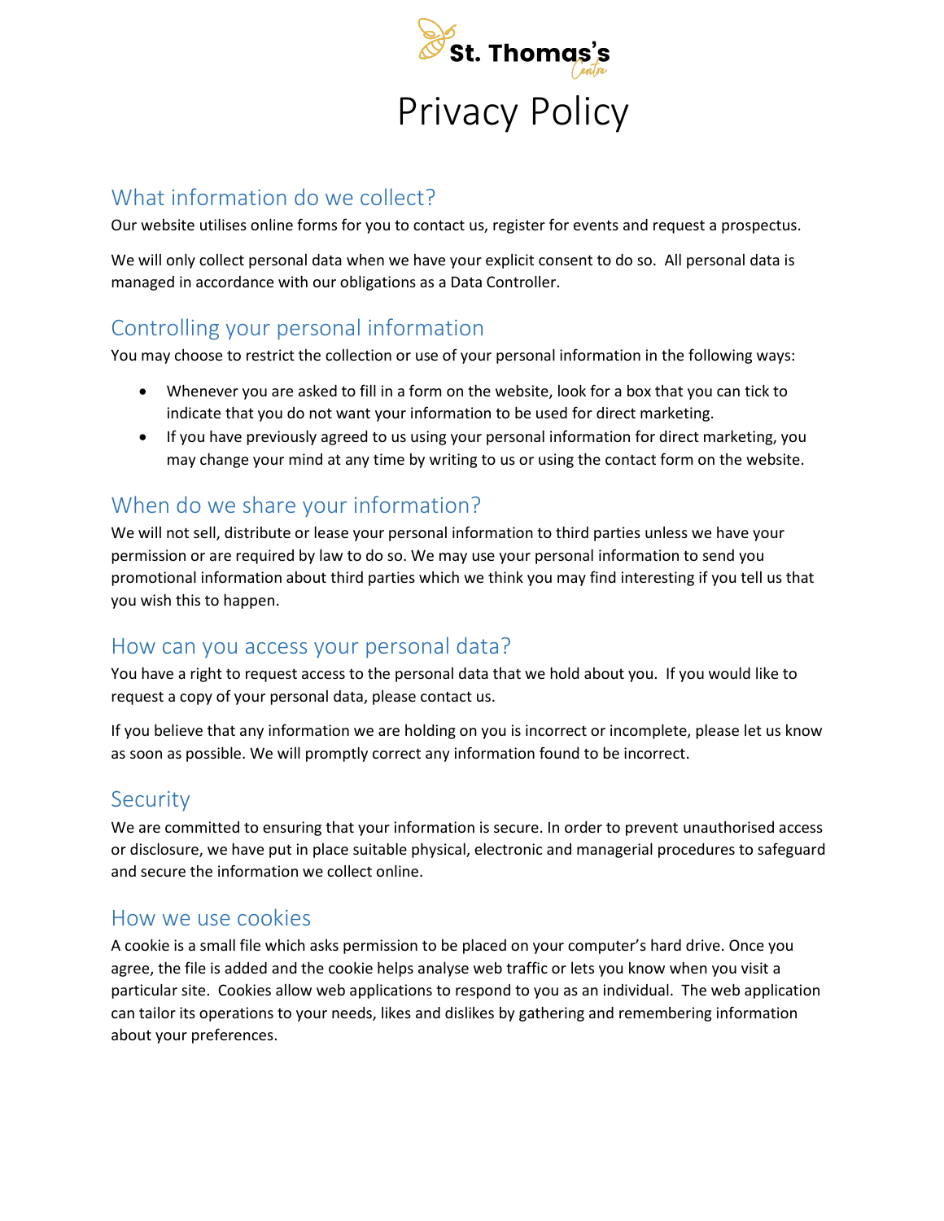St. Thomas's Centre

# Privacy Policy

## What information do we collect?

Our website utilises online forms for you to contact us, register for events and request a prospectus.

We will only collect personal data when we have your explicit consent to do so. All personal data is managed in accordance with our obligations as a Data Controller.

## Controlling your personal information

You may choose to restrict the collection or use of your personal information in the following ways:

- Whenever you are asked to fill in a form on the website, look for a box that you can tick to indicate that you do not want your information to be used for direct marketing.
- If you have previously agreed to us using your personal information for direct marketing, you may change your mind at any time by writing to us or using the contact form on the website.

## When do we share your information?

We will not sell, distribute or lease your personal information to third parties unless we have your permission or are required by law to do so. We may use your personal information to send you promotional information about third parties which we think you may find interesting if you tell us that you wish this to happen.

## How can you access your personal data?

You have a right to request access to the personal data that we hold about you. If you would like to request a copy of your personal data, please contact us.

If you believe that any information we are holding on you is incorrect or incomplete, please let us know as soon as possible. We will promptly correct any information found to be incorrect.

## Security

We are committed to ensuring that your information is secure. In order to prevent unauthorised access or disclosure, we have put in place suitable physical, electronic and managerial procedures to safeguard and secure the information we collect online.

## How we use cookies

A cookie is a small file which asks permission to be placed on your computer's hard drive. Once you agree, the file is added and the cookie helps analyse web traffic or lets you know when you visit a particular site. Cookies allow web applications to respond to you as an individual. The web application can tailor its operations to your needs, likes and dislikes by gathering and remembering information about your preferences.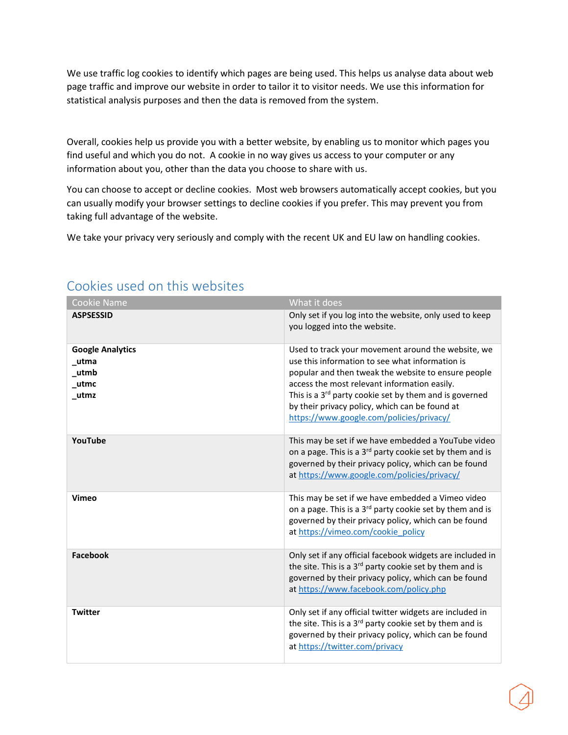We use traffic log cookies to identify which pages are being used. This helps us analyse data about web page traffic and improve our website in order to tailor it to visitor needs. We use this information for statistical analysis purposes and then the data is removed from the system.

Overall, cookies help us provide you with a better website, by enabling us to monitor which pages you find useful and which you do not.  A cookie in no way gives us access to your computer or any information about you, other than the data you choose to share with us.

You can choose to accept or decline cookies.  Most web browsers automatically accept cookies, but you can usually modify your browser settings to decline cookies if you prefer. This may prevent you from taking full advantage of the website.

We take your privacy very seriously and comply with the recent UK and EU law on handling cookies.

## Cookies used on this websites

| Cookie Name | What it does |
|---|---|
| **ASPSESSID** | Only set if you log into the website, only used to keep you logged into the website. |
| **Google Analytics**<br>**_utma**<br>**_utmb**<br>**_utmc**<br>**_utmz** | Used to track your movement around the website, we use this information to see what information is popular and then tweak the website to ensure people access the most relevant information easily.<br>This is a 3rd party cookie set by them and is governed by their privacy policy, which can be found at https://www.google.com/policies/privacy/ |
| **YouTube** | This may be set if we have embedded a YouTube video on a page. This is a 3rd party cookie set by them and is governed by their privacy policy, which can be found at https://www.google.com/policies/privacy/ |
| **Vimeo** | This may be set if we have embedded a Vimeo video on a page. This is a 3rd party cookie set by them and is governed by their privacy policy, which can be found at https://vimeo.com/cookie_policy |
| **Facebook** | Only set if any official facebook widgets are included in the site. This is a 3rd party cookie set by them and is governed by their privacy policy, which can be found at https://www.facebook.com/policy.php |
| **Twitter** | Only set if any official twitter widgets are included in the site. This is a 3rd party cookie set by them and is governed by their privacy policy, which can be found at https://twitter.com/privacy |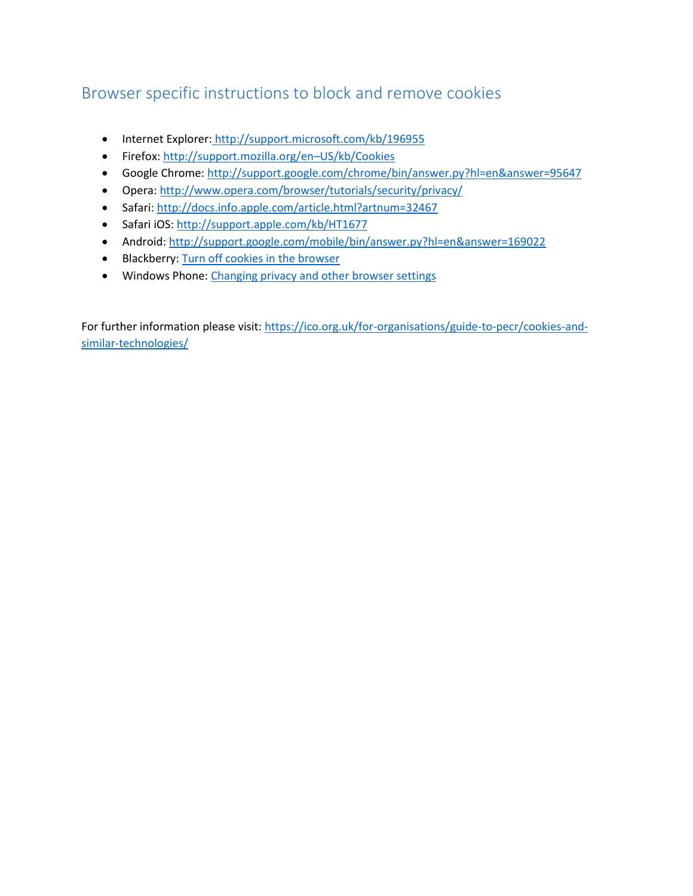## Browser specific instructions to block and remove cookies

- Internet Explorer: http://support.microsoft.com/kb/196955
- Firefox: http://support.mozilla.org/en–US/kb/Cookies
- Google Chrome: http://support.google.com/chrome/bin/answer.py?hl=en&answer=95647
- Opera: http://www.opera.com/browser/tutorials/security/privacy/
- Safari: http://docs.info.apple.com/article.html?artnum=32467
- Safari iOS: http://support.apple.com/kb/HT1677
- Android: http://support.google.com/mobile/bin/answer.py?hl=en&answer=169022
- Blackberry: Turn off cookies in the browser
- Windows Phone: Changing privacy and other browser settings

For further information please visit: https://ico.org.uk/for-organisations/guide-to-pecr/cookies-and-similar-technologies/